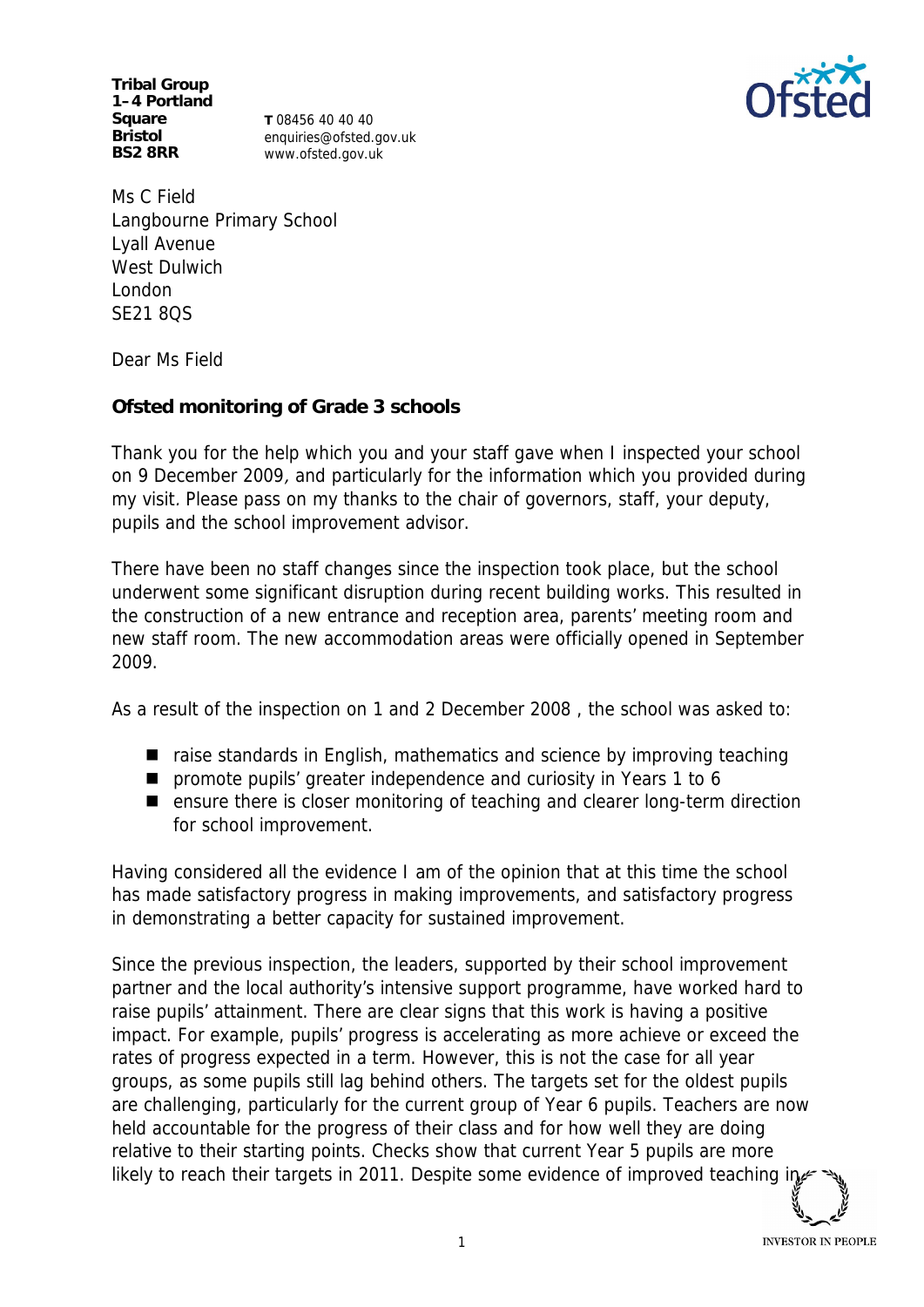**Tribal Group**
**1–4 Portland Square**
**Bristol**
**BS2 8RR**

**T** 08456 40 40 40
enquiries@ofsted.gov.uk
www.ofsted.gov.uk

Ms C Field
Langbourne Primary School
Lyall Avenue
West Dulwich
London
SE21 8QS

Dear Ms Field

**Ofsted monitoring of Grade 3 schools**

Thank you for the help which you and your staff gave when I inspected your school on 9 December 2009, and particularly for the information which you provided during my visit. Please pass on my thanks to the chair of governors, staff, your deputy, pupils and the school improvement advisor.

There have been no staff changes since the inspection took place, but the school underwent some significant disruption during recent building works. This resulted in the construction of a new entrance and reception area, parents' meeting room and new staff room. The new accommodation areas were officially opened in September 2009.

As a result of the inspection on 1 and 2 December 2008 , the school was asked to:

- raise standards in English, mathematics and science by improving teaching
- promote pupils' greater independence and curiosity in Years 1 to 6
- ensure there is closer monitoring of teaching and clearer long-term direction for school improvement.

Having considered all the evidence I am of the opinion that at this time the school has made satisfactory progress in making improvements, and satisfactory progress in demonstrating a better capacity for sustained improvement.

Since the previous inspection, the leaders, supported by their school improvement partner and the local authority's intensive support programme, have worked hard to raise pupils' attainment. There are clear signs that this work is having a positive impact. For example, pupils' progress is accelerating as more achieve or exceed the rates of progress expected in a term. However, this is not the case for all year groups, as some pupils still lag behind others. The targets set for the oldest pupils are challenging, particularly for the current group of Year 6 pupils. Teachers are now held accountable for the progress of their class and for how well they are doing relative to their starting points. Checks show that current Year 5 pupils are more likely to reach their targets in 2011. Despite some evidence of improved teaching in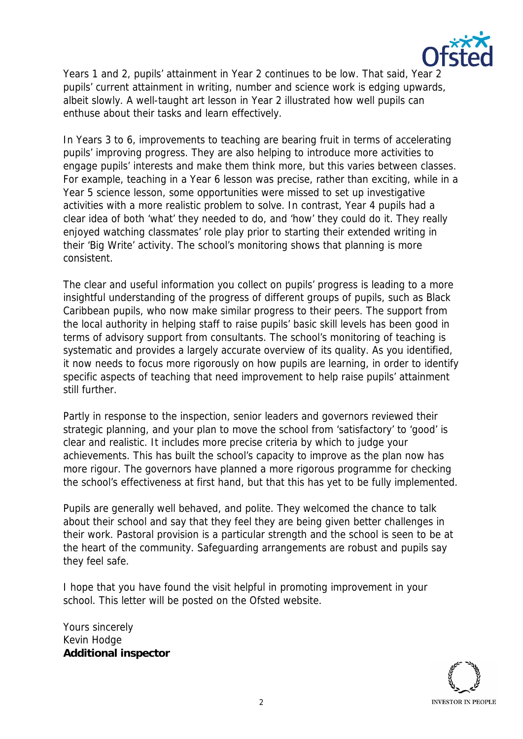Years 1 and 2, pupils' attainment in Year 2 continues to be low. That said, Year 2 pupils' current attainment in writing, number and science work is edging upwards, albeit slowly. A well-taught art lesson in Year 2 illustrated how well pupils can enthuse about their tasks and learn effectively.

In Years 3 to 6, improvements to teaching are bearing fruit in terms of accelerating pupils' improving progress. They are also helping to introduce more activities to engage pupils' interests and make them think more, but this varies between classes. For example, teaching in a Year 6 lesson was precise, rather than exciting, while in a Year 5 science lesson, some opportunities were missed to set up investigative activities with a more realistic problem to solve. In contrast, Year 4 pupils had a clear idea of both 'what' they needed to do, and 'how' they could do it. They really enjoyed watching classmates' role play prior to starting their extended writing in their 'Big Write' activity. The school's monitoring shows that planning is more consistent.

The clear and useful information you collect on pupils' progress is leading to a more insightful understanding of the progress of different groups of pupils, such as Black Caribbean pupils, who now make similar progress to their peers. The support from the local authority in helping staff to raise pupils' basic skill levels has been good in terms of advisory support from consultants. The school's monitoring of teaching is systematic and provides a largely accurate overview of its quality. As you identified, it now needs to focus more rigorously on how pupils are learning, in order to identify specific aspects of teaching that need improvement to help raise pupils' attainment still further.

Partly in response to the inspection, senior leaders and governors reviewed their strategic planning, and your plan to move the school from 'satisfactory' to 'good' is clear and realistic. It includes more precise criteria by which to judge your achievements. This has built the school's capacity to improve as the plan now has more rigour. The governors have planned a more rigorous programme for checking the school's effectiveness at first hand, but that this has yet to be fully implemented.

Pupils are generally well behaved, and polite. They welcomed the chance to talk about their school and say that they feel they are being given better challenges in their work. Pastoral provision is a particular strength and the school is seen to be at the heart of the community. Safeguarding arrangements are robust and pupils say they feel safe.

I hope that you have found the visit helpful in promoting improvement in your school. This letter will be posted on the Ofsted website.

Yours sincerely  
Kevin Hodge  
**Additional inspector**